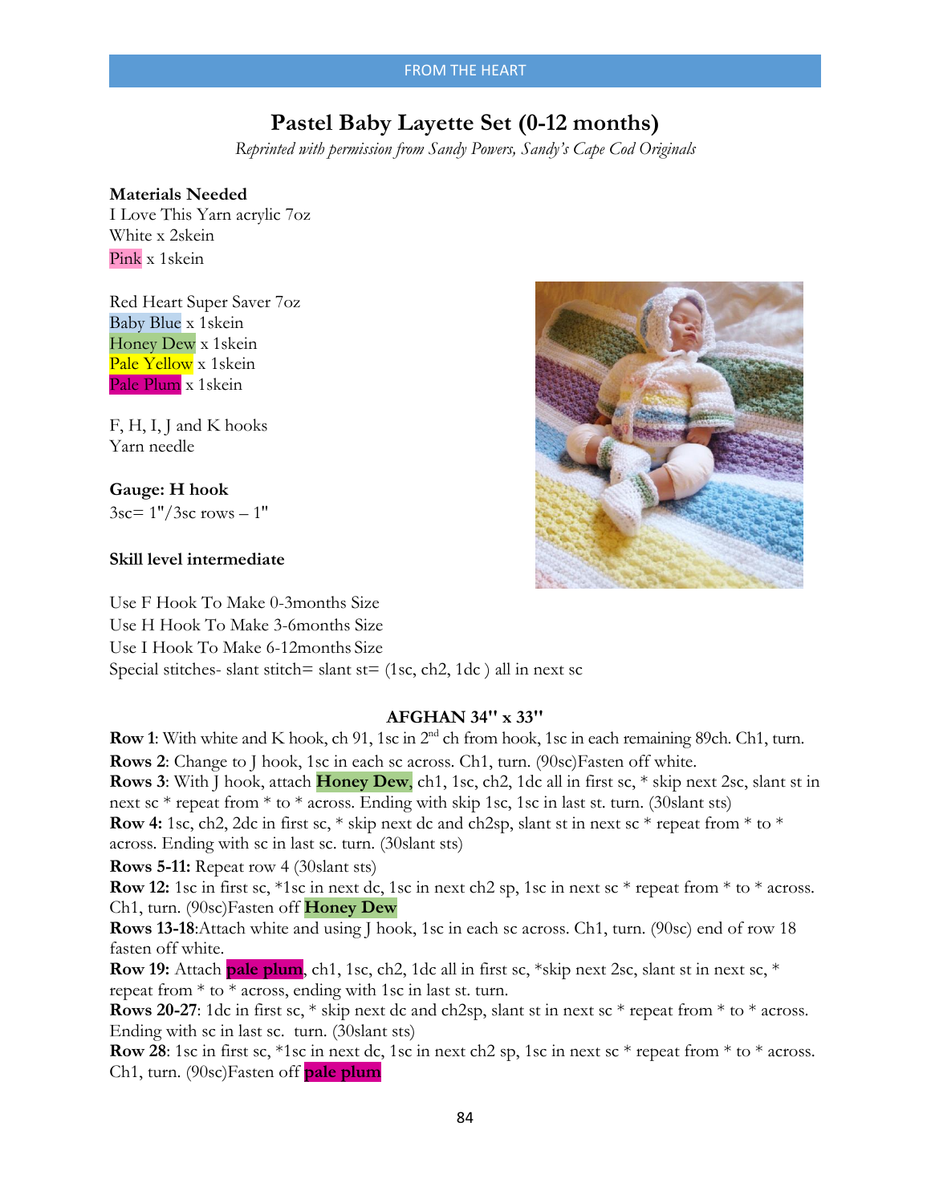# Pastel Baby Layette Set (0-12 months)

*Reprinted with permission from Sandy Powers, Sandy's Cape Cod Originals*

**Materials Needed**

I Love This Yarn acrylic 7oz
White x 2skein
Pink x 1skein

Red Heart Super Saver 7oz
Baby Blue x 1skein
Honey Dew x 1skein
Pale Yellow x 1skein
Pale Plum x 1skein

F, H, I, J and K hooks
Yarn needle

**Gauge: H hook**
3sc= 1"/3sc rows – 1"

**Skill level intermediate**

Use F Hook To Make 0-3months Size
Use H Hook To Make 3-6months Size
Use I Hook To Make 6-12months Size
Special stitches- slant stitch= slant st= (1sc, ch2, 1dc ) all in next sc

## AFGHAN 34" x 33"

**Row 1**: With white and K hook, ch 91, 1sc in 2nd ch from hook, 1sc in each remaining 89ch. Ch1, turn.

**Rows 2**: Change to J hook, 1sc in each sc across. Ch1, turn. (90sc)Fasten off white.

**Rows 3**: With J hook, attach **Honey Dew**, ch1, 1sc, ch2, 1dc all in first sc, * skip next 2sc, slant st in next sc * repeat from * to * across. Ending with skip 1sc, 1sc in last st. turn. (30slant sts)

**Row 4:** 1sc, ch2, 2dc in first sc, * skip next dc and ch2sp, slant st in next sc * repeat from * to * across. Ending with sc in last sc. turn. (30slant sts)

**Rows 5-11:** Repeat row 4 (30slant sts)

**Row 12:** 1sc in first sc, *1sc in next dc, 1sc in next ch2 sp, 1sc in next sc * repeat from * to * across. Ch1, turn. (90sc)Fasten off **Honey Dew**

**Rows 13-18**:Attach white and using J hook, 1sc in each sc across. Ch1, turn. (90sc) end of row 18 fasten off white.

**Row 19:** Attach **pale plum**, ch1, 1sc, ch2, 1dc all in first sc, *skip next 2sc, slant st in next sc, * repeat from * to * across, ending with 1sc in last st. turn.

**Rows 20-27**: 1dc in first sc, * skip next dc and ch2sp, slant st in next sc * repeat from * to * across. Ending with sc in last sc. turn. (30slant sts)

**Row 28**: 1sc in first sc, *1sc in next dc, 1sc in next ch2 sp, 1sc in next sc * repeat from * to * across. Ch1, turn. (90sc)Fasten off **pale plum**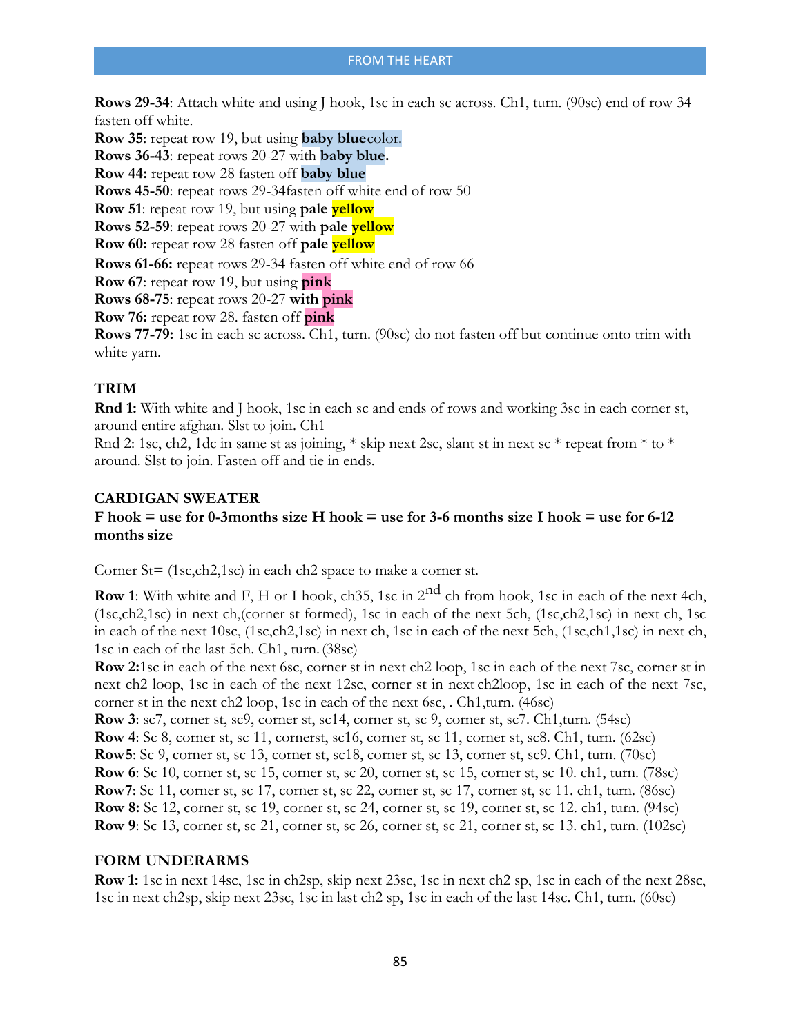**Rows 29-34**: Attach white and using J hook, 1sc in each sc across. Ch1, turn. (90sc) end of row 34 fasten off white.
**Row 35**: repeat row 19, but using **baby blue**color.
**Rows 36-43**: repeat rows 20-27 with **baby blue.**
**Row 44:** repeat row 28 fasten off **baby blue**
**Rows 45-50**: repeat rows 29-34fasten off white end of row 50
**Row 51**: repeat row 19, but using **pale yellow**
**Rows 52-59**: repeat rows 20-27 with **pale yellow**
**Row 60:** repeat row 28 fasten off **pale yellow**
**Rows 61-66:** repeat rows 29-34 fasten off white end of row 66
**Row 67**: repeat row 19, but using **pink**
**Rows 68-75**: repeat rows 20-27 **with pink**
**Row 76:** repeat row 28. fasten off **pink**
**Rows 77-79:** 1sc in each sc across. Ch1, turn. (90sc) do not fasten off but continue onto trim with white yarn.

### TRIM

**Rnd 1:** With white and J hook, 1sc in each sc and ends of rows and working 3sc in each corner st, around entire afghan. Slst to join. Ch1
Rnd 2: 1sc, ch2, 1dc in same st as joining, * skip next 2sc, slant st in next sc * repeat from * to * around. Slst to join. Fasten off and tie in ends.

### CARDIGAN SWEATER

**F hook = use for 0-3months size H hook = use for 3-6 months size I hook = use for 6-12 months size**

Corner St= (1sc,ch2,1sc) in each ch2 space to make a corner st.

**Row 1**: With white and F, H or I hook, ch35, 1sc in 2nd ch from hook, 1sc in each of the next 4ch, (1sc,ch2,1sc) in next ch,(corner st formed), 1sc in each of the next 5ch, (1sc,ch2,1sc) in next ch, 1sc in each of the next 10sc, (1sc,ch2,1sc) in next ch, 1sc in each of the next 5ch, (1sc,ch1,1sc) in next ch, 1sc in each of the last 5ch. Ch1, turn. (38sc)
**Row 2:**1sc in each of the next 6sc, corner st in next ch2 loop, 1sc in each of the next 7sc, corner st in next ch2 loop, 1sc in each of the next 12sc, corner st in next ch2loop, 1sc in each of the next 7sc, corner st in the next ch2 loop, 1sc in each of the next 6sc, . Ch1,turn. (46sc)
**Row 3**: sc7, corner st, sc9, corner st, sc14, corner st, sc 9, corner st, sc7. Ch1,turn. (54sc)
**Row 4**: Sc 8, corner st, sc 11, cornerst, sc16, corner st, sc 11, corner st, sc8. Ch1, turn. (62sc)
**Row5**: Sc 9, corner st, sc 13, corner st, sc18, corner st, sc 13, corner st, sc9. Ch1, turn. (70sc)
**Row 6**: Sc 10, corner st, sc 15, corner st, sc 20, corner st, sc 15, corner st, sc 10. ch1, turn. (78sc)
**Row7**: Sc 11, corner st, sc 17, corner st, sc 22, corner st, sc 17, corner st, sc 11. ch1, turn. (86sc)
**Row 8:** Sc 12, corner st, sc 19, corner st, sc 24, corner st, sc 19, corner st, sc 12. ch1, turn. (94sc)
**Row 9**: Sc 13, corner st, sc 21, corner st, sc 26, corner st, sc 21, corner st, sc 13. ch1, turn. (102sc)

### FORM UNDERARMS

**Row 1:** 1sc in next 14sc, 1sc in ch2sp, skip next 23sc, 1sc in next ch2 sp, 1sc in each of the next 28sc, 1sc in next ch2sp, skip next 23sc, 1sc in last ch2 sp, 1sc in each of the last 14sc. Ch1, turn. (60sc)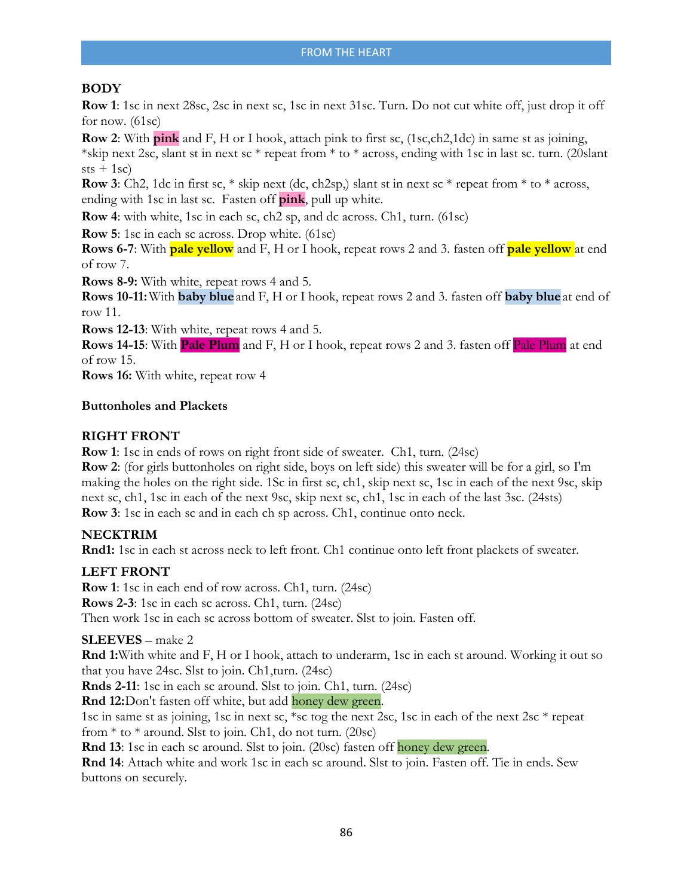## BODY

**Row 1**: 1sc in next 28sc, 2sc in next sc, 1sc in next 31sc. Turn. Do not cut white off, just drop it off for now. (61sc)

**Row 2**: With **pink** and F, H or I hook, attach pink to first sc, (1sc,ch2,1dc) in same st as joining, *skip next 2sc, slant st in next sc * repeat from * to * across, ending with 1sc in last sc. turn. (20slant sts + 1sc)

**Row 3**: Ch2, 1dc in first sc, * skip next (dc, ch2sp,) slant st in next sc * repeat from * to * across, ending with 1sc in last sc. Fasten off **pink**, pull up white.

**Row 4**: with white, 1sc in each sc, ch2 sp, and dc across. Ch1, turn. (61sc)

**Row 5**: 1sc in each sc across. Drop white. (61sc)

**Rows 6-7**: With **pale yellow** and F, H or I hook, repeat rows 2 and 3. fasten off **pale yellow** at end of row 7.

**Rows 8-9:** With white, repeat rows 4 and 5.

**Rows 10-11:** With **baby blue** and F, H or I hook, repeat rows 2 and 3. fasten off **baby blue** at end of row 11.

**Rows 12-13**: With white, repeat rows 4 and 5.

**Rows 14-15**: With **Pale Plum** and F, H or I hook, repeat rows 2 and 3. fasten off Pale Plum at end of row 15.

**Rows 16:** With white, repeat row 4

### Buttonholes and Plackets

## RIGHT FRONT

**Row 1**: 1sc in ends of rows on right front side of sweater. Ch1, turn. (24sc)

**Row 2**: (for girls buttonholes on right side, boys on left side) this sweater will be for a girl, so I'm making the holes on the right side. 1Sc in first sc, ch1, skip next sc, 1sc in each of the next 9sc, skip next sc, ch1, 1sc in each of the next 9sc, skip next sc, ch1, 1sc in each of the last 3sc. (24sts)

**Row 3**: 1sc in each sc and in each ch sp across. Ch1, continue onto neck.

## NECKTRIM

**Rnd1:** 1sc in each st across neck to left front. Ch1 continue onto left front plackets of sweater.

## LEFT FRONT

**Row 1**: 1sc in each end of row across. Ch1, turn. (24sc)

**Rows 2-3**: 1sc in each sc across. Ch1, turn. (24sc)

Then work 1sc in each sc across bottom of sweater. Slst to join. Fasten off.

## SLEEVES – make 2

**Rnd 1:** With white and F, H or I hook, attach to underarm, 1sc in each st around. Working it out so that you have 24sc. Slst to join. Ch1,turn. (24sc)

**Rnds 2-11**: 1sc in each sc around. Slst to join. Ch1, turn. (24sc)

**Rnd 12:** Don't fasten off white, but add honey dew green.

1sc in same st as joining, 1sc in next sc, *sc tog the next 2sc, 1sc in each of the next 2sc * repeat from * to * around. Slst to join. Ch1, do not turn. (20sc)

**Rnd 13**: 1sc in each sc around. Slst to join. (20sc) fasten off honey dew green.

**Rnd 14**: Attach white and work 1sc in each sc around. Slst to join. Fasten off. Tie in ends. Sew buttons on securely.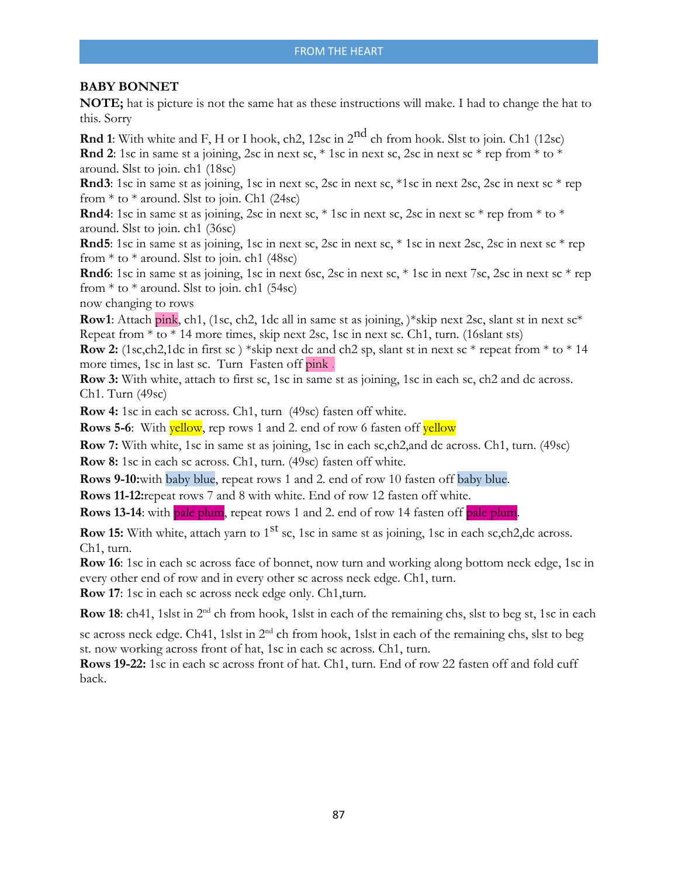## BABY BONNET

**NOTE;** hat is picture is not the same hat as these instructions will make. I had to change the hat to this. Sorry

**Rnd 1**: With white and F, H or I hook, ch2, 12sc in 2nd ch from hook. Slst to join. Ch1 (12sc)
**Rnd 2**: 1sc in same st a joining, 2sc in next sc, * 1sc in next sc, 2sc in next sc * rep from * to * around. Slst to join. ch1 (18sc)
**Rnd3**: 1sc in same st as joining, 1sc in next sc, 2sc in next sc, *1sc in next 2sc, 2sc in next sc * rep from * to * around. Slst to join. Ch1 (24sc)
**Rnd4**: 1sc in same st as joining, 2sc in next sc, * 1sc in next sc, 2sc in next sc * rep from * to * around. Slst to join. ch1 (36sc)
**Rnd5**: 1sc in same st as joining, 1sc in next sc, 2sc in next sc, * 1sc in next 2sc, 2sc in next sc * rep from * to * around. Slst to join. ch1 (48sc)
**Rnd6**: 1sc in same st as joining, 1sc in next 6sc, 2sc in next sc, * 1sc in next 7sc, 2sc in next sc * rep from * to * around. Slst to join. ch1 (54sc)
now changing to rows
**Row1**: Attach pink, ch1, (1sc, ch2, 1dc all in same st as joining, )*skip next 2sc, slant st in next sc* Repeat from * to * 14 more times, skip next 2sc, 1sc in next sc. Ch1, turn. (16slant sts)
**Row 2:** (1sc,ch2,1dc in first sc ) *skip next dc and ch2 sp, slant st in next sc * repeat from * to * 14 more times, 1sc in last sc. Turn Fasten off pink .
**Row 3:** With white, attach to first sc, 1sc in same st as joining, 1sc in each sc, ch2 and dc across. Ch1. Turn (49sc)
**Row 4:** 1sc in each sc across. Ch1, turn (49sc) fasten off white.
**Rows 5-6**: With yellow, rep rows 1 and 2. end of row 6 fasten off yellow
**Row 7:** With white, 1sc in same st as joining, 1sc in each sc,ch2,and dc across. Ch1, turn. (49sc)
**Row 8:** 1sc in each sc across. Ch1, turn. (49sc) fasten off white.
**Rows 9-10:**with baby blue, repeat rows 1 and 2. end of row 10 fasten off baby blue.
**Rows 11-12:**repeat rows 7 and 8 with white. End of row 12 fasten off white.
**Rows 13-14**: with pale plum, repeat rows 1 and 2. end of row 14 fasten off pale plum.
**Row 15:** With white, attach yarn to 1st sc, 1sc in same st as joining, 1sc in each sc,ch2,dc across. Ch1, turn.
**Row 16**: 1sc in each sc across face of bonnet, now turn and working along bottom neck edge, 1sc in every other end of row and in every other sc across neck edge. Ch1, turn.
**Row 17**: 1sc in each sc across neck edge only. Ch1,turn.
**Row 18**: ch41, 1slst in 2nd ch from hook, 1slst in each of the remaining chs, slst to beg st, 1sc in each sc across neck edge. Ch41, 1slst in 2nd ch from hook, 1slst in each of the remaining chs, slst to beg st. now working across front of hat, 1sc in each sc across. Ch1, turn.
**Rows 19-22:** 1sc in each sc across front of hat. Ch1, turn. End of row 22 fasten off and fold cuff back.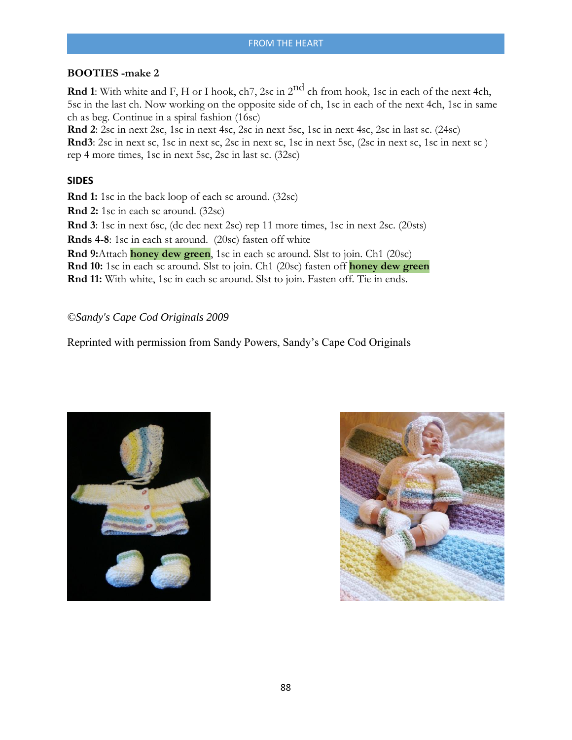## BOOTIES -make 2

**Rnd 1**: With white and F, H or I hook, ch7, 2sc in 2nd ch from hook, 1sc in each of the next 4ch, 5sc in the last ch. Now working on the opposite side of ch, 1sc in each of the next 4ch, 1sc in same ch as beg. Continue in a spiral fashion (16sc)
**Rnd 2**: 2sc in next 2sc, 1sc in next 4sc, 2sc in next 5sc, 1sc in next 4sc, 2sc in last sc. (24sc)
**Rnd3**: 2sc in next sc, 1sc in next sc, 2sc in next sc, 1sc in next 5sc, (2sc in next sc, 1sc in next sc ) rep 4 more times, 1sc in next 5sc, 2sc in last sc. (32sc)

### SIDES

**Rnd 1:** 1sc in the back loop of each sc around. (32sc)
**Rnd 2:** 1sc in each sc around. (32sc)
**Rnd 3**: 1sc in next 6sc, (dc dec next 2sc) rep 11 more times, 1sc in next 2sc. (20sts)
**Rnds 4-8**: 1sc in each st around. (20sc) fasten off white
**Rnd 9:**Attach **honey dew green**, 1sc in each sc around. Slst to join. Ch1 (20sc)
**Rnd 10:** 1sc in each sc around. Slst to join. Ch1 (20sc) fasten off **honey dew green**
**Rnd 11:** With white, 1sc in each sc around. Slst to join. Fasten off. Tie in ends.

*©Sandy's Cape Cod Originals 2009*

Reprinted with permission from Sandy Powers, Sandy's Cape Cod Originals